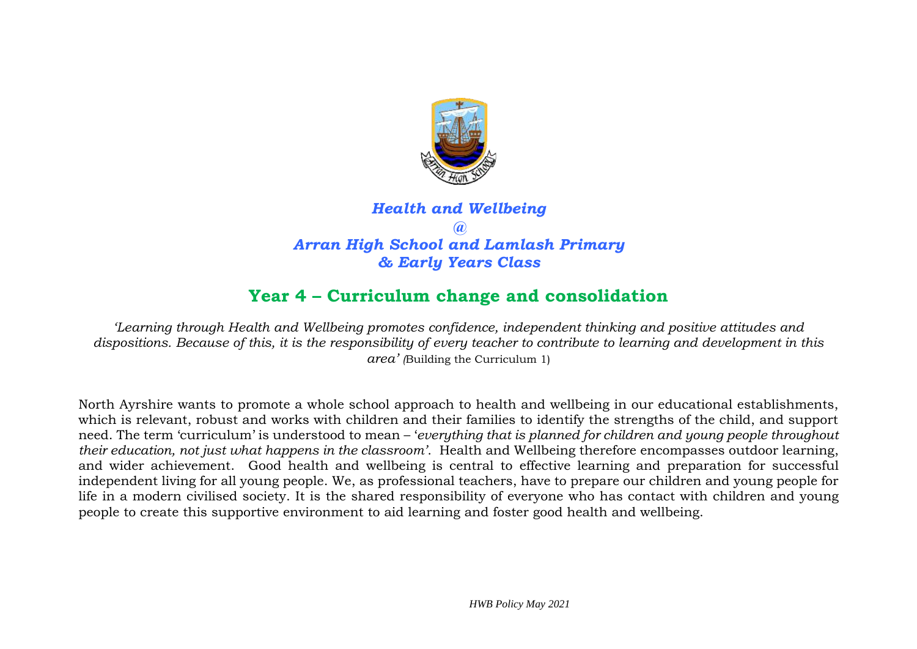# *Health and Wellbeing*
*@*
*Arran High School and Lamlash Primary*
*& Early Years Class*

## Year 4 – Curriculum change and consolidation

*'Learning through Health and Wellbeing promotes confidence, independent thinking and positive attitudes and dispositions. Because of this, it is the responsibility of every teacher to contribute to learning and development in this area' (*Building the Curriculum 1)

North Ayrshire wants to promote a whole school approach to health and wellbeing in our educational establishments, which is relevant, robust and works with children and their families to identify the strengths of the child, and support need. The term 'curriculum' is understood to mean – '*everything that is planned for children and young people throughout their education, not just what happens in the classroom'*. Health and Wellbeing therefore encompasses outdoor learning, and wider achievement. Good health and wellbeing is central to effective learning and preparation for successful independent living for all young people. We, as professional teachers, have to prepare our children and young people for life in a modern civilised society. It is the shared responsibility of everyone who has contact with children and young people to create this supportive environment to aid learning and foster good health and wellbeing.

*HWB Policy May 2021*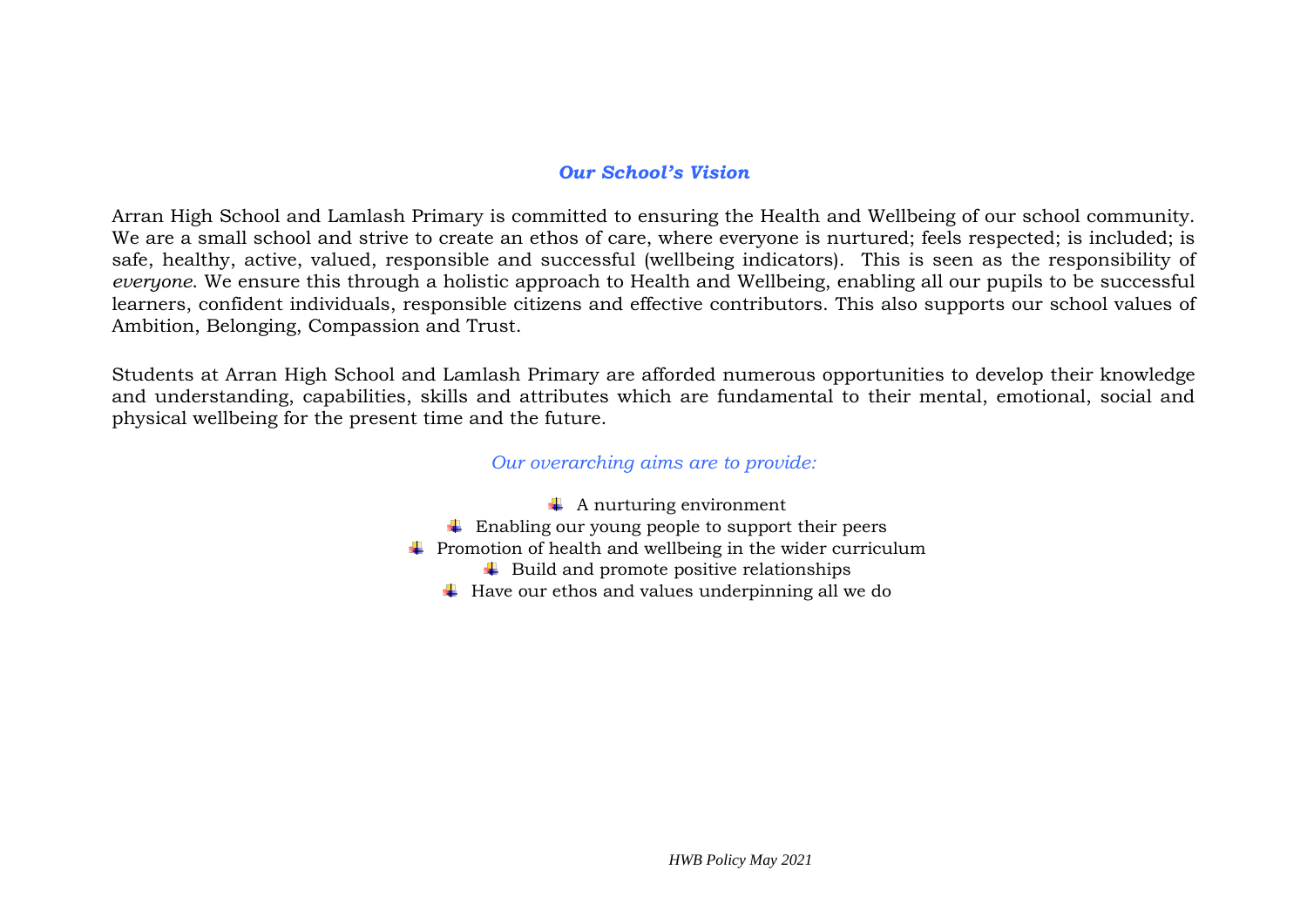## *Our School's Vision*

Arran High School and Lamlash Primary is committed to ensuring the Health and Wellbeing of our school community. We are a small school and strive to create an ethos of care, where everyone is nurtured; feels respected; is included; is safe, healthy, active, valued, responsible and successful (wellbeing indicators). This is seen as the responsibility of *everyone*. We ensure this through a holistic approach to Health and Wellbeing, enabling all our pupils to be successful learners, confident individuals, responsible citizens and effective contributors. This also supports our school values of Ambition, Belonging, Compassion and Trust.

Students at Arran High School and Lamlash Primary are afforded numerous opportunities to develop their knowledge and understanding, capabilities, skills and attributes which are fundamental to their mental, emotional, social and physical wellbeing for the present time and the future.

*Our overarching aims are to provide:*

- A nurturing environment
- Enabling our young people to support their peers
- Promotion of health and wellbeing in the wider curriculum
- Build and promote positive relationships
- Have our ethos and values underpinning all we do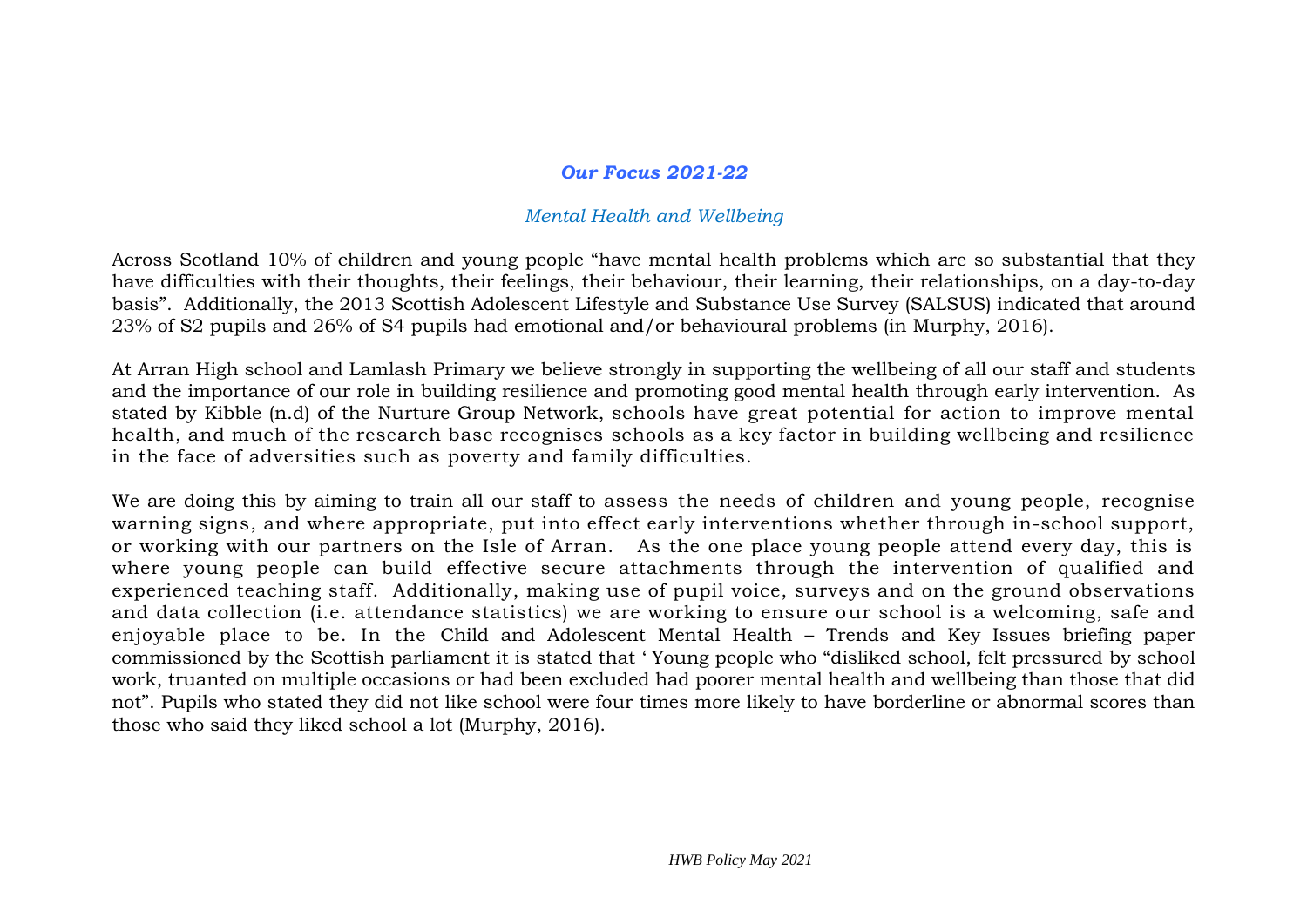## *Our Focus 2021-22*

### *Mental Health and Wellbeing*

Across Scotland 10% of children and young people "have mental health problems which are so substantial that they have difficulties with their thoughts, their feelings, their behaviour, their learning, their relationships, on a day-to-day basis". Additionally, the 2013 Scottish Adolescent Lifestyle and Substance Use Survey (SALSUS) indicated that around 23% of S2 pupils and 26% of S4 pupils had emotional and/or behavioural problems (in Murphy, 2016).

At Arran High school and Lamlash Primary we believe strongly in supporting the wellbeing of all our staff and students and the importance of our role in building resilience and promoting good mental health through early intervention. As stated by Kibble (n.d) of the Nurture Group Network, schools have great potential for action to improve mental health, and much of the research base recognises schools as a key factor in building wellbeing and resilience in the face of adversities such as poverty and family difficulties.

We are doing this by aiming to train all our staff to assess the needs of children and young people, recognise warning signs, and where appropriate, put into effect early interventions whether through in-school support, or working with our partners on the Isle of Arran. As the one place young people attend every day, this is where young people can build effective secure attachments through the intervention of qualified and experienced teaching staff. Additionally, making use of pupil voice, surveys and on the ground observations and data collection (i.e. attendance statistics) we are working to ensure our school is a welcoming, safe and enjoyable place to be. In the Child and Adolescent Mental Health – Trends and Key Issues briefing paper commissioned by the Scottish parliament it is stated that ' Young people who "disliked school, felt pressured by school work, truanted on multiple occasions or had been excluded had poorer mental health and wellbeing than those that did not". Pupils who stated they did not like school were four times more likely to have borderline or abnormal scores than those who said they liked school a lot (Murphy, 2016).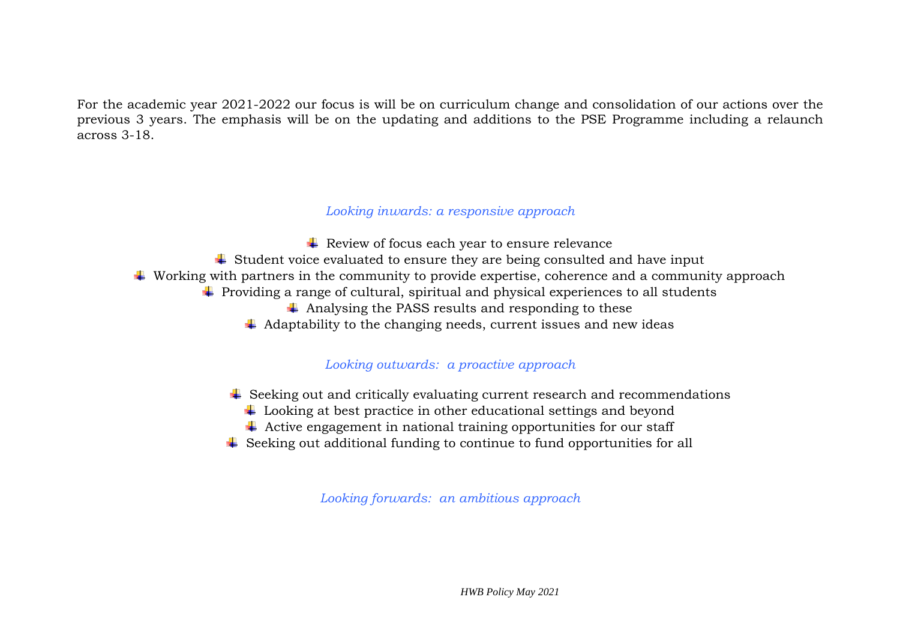For the academic year 2021-2022 our focus is will be on curriculum change and consolidation of our actions over the previous 3 years. The emphasis will be on the updating and additions to the PSE Programme including a relaunch across 3-18.

*Looking inwards: a responsive approach*

- Review of focus each year to ensure relevance
- Student voice evaluated to ensure they are being consulted and have input
- Working with partners in the community to provide expertise, coherence and a community approach
- Providing a range of cultural, spiritual and physical experiences to all students
- Analysing the PASS results and responding to these
- Adaptability to the changing needs, current issues and new ideas

*Looking outwards: a proactive approach*

- Seeking out and critically evaluating current research and recommendations
- Looking at best practice in other educational settings and beyond
- Active engagement in national training opportunities for our staff
- Seeking out additional funding to continue to fund opportunities for all

*Looking forwards: an ambitious approach*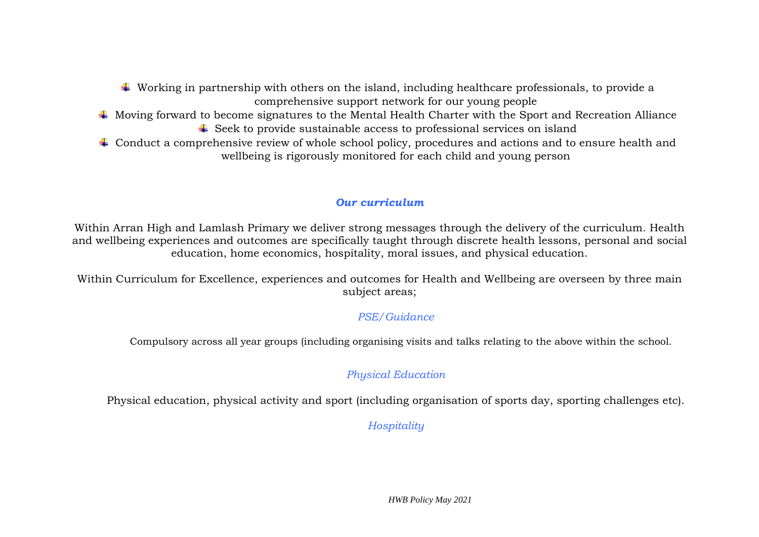- Working in partnership with others on the island, including healthcare professionals, to provide a comprehensive support network for our young people
- Moving forward to become signatures to the Mental Health Charter with the Sport and Recreation Alliance
- Seek to provide sustainable access to professional services on island
- Conduct a comprehensive review of whole school policy, procedures and actions and to ensure health and wellbeing is rigorously monitored for each child and young person

## ***Our curriculum***

Within Arran High and Lamlash Primary we deliver strong messages through the delivery of the curriculum. Health and wellbeing experiences and outcomes are specifically taught through discrete health lessons, personal and social education, home economics, hospitality, moral issues, and physical education.

Within Curriculum for Excellence, experiences and outcomes for Health and Wellbeing are overseen by three main subject areas;

### *PSE/Guidance*

Compulsory across all year groups (including organising visits and talks relating to the above within the school.

### *Physical Education*

Physical education, physical activity and sport (including organisation of sports day, sporting challenges etc).

### *Hospitality*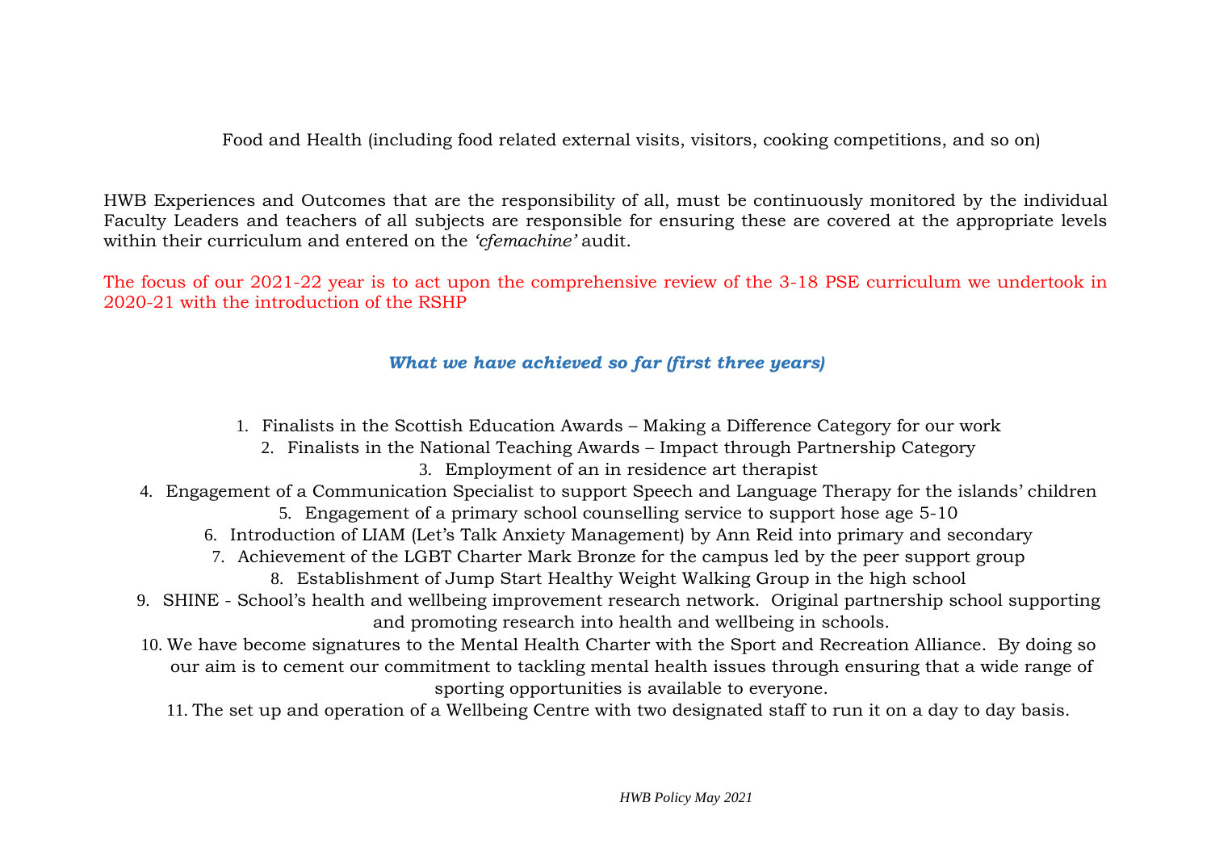Food and Health (including food related external visits, visitors, cooking competitions, and so on)

HWB Experiences and Outcomes that are the responsibility of all, must be continuously monitored by the individual Faculty Leaders and teachers of all subjects are responsible for ensuring these are covered at the appropriate levels within their curriculum and entered on the *'cfemachine'* audit.

The focus of our 2021-22 year is to act upon the comprehensive review of the 3-18 PSE curriculum we undertook in 2020-21 with the introduction of the RSHP

### *What we have achieved so far (first three years)*

1. Finalists in the Scottish Education Awards – Making a Difference Category for our work
2. Finalists in the National Teaching Awards – Impact through Partnership Category
3. Employment of an in residence art therapist
4. Engagement of a Communication Specialist to support Speech and Language Therapy for the islands' children
5. Engagement of a primary school counselling service to support hose age 5-10
6. Introduction of LIAM (Let's Talk Anxiety Management) by Ann Reid into primary and secondary
7. Achievement of the LGBT Charter Mark Bronze for the campus led by the peer support group
8. Establishment of Jump Start Healthy Weight Walking Group in the high school
9. SHINE - School's health and wellbeing improvement research network. Original partnership school supporting and promoting research into health and wellbeing in schools.
10. We have become signatures to the Mental Health Charter with the Sport and Recreation Alliance. By doing so our aim is to cement our commitment to tackling mental health issues through ensuring that a wide range of sporting opportunities is available to everyone.
11. The set up and operation of a Wellbeing Centre with two designated staff to run it on a day to day basis.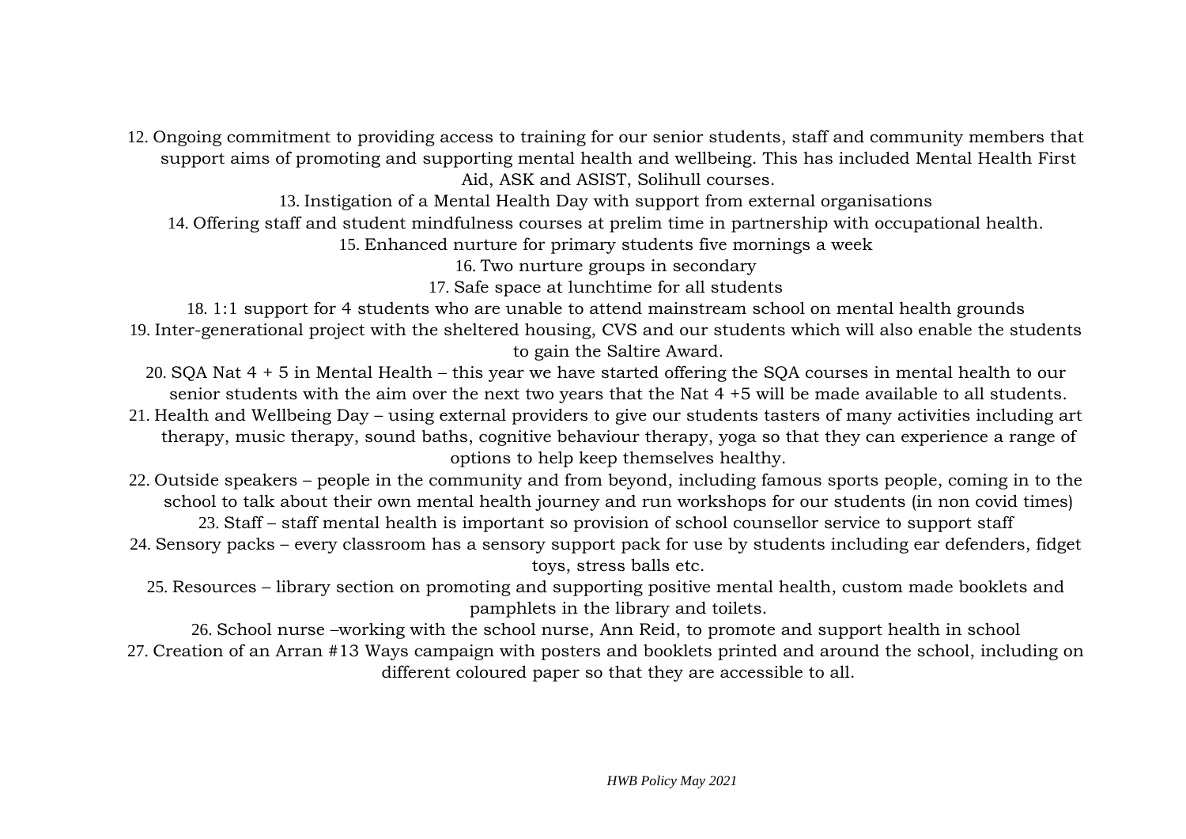12. Ongoing commitment to providing access to training for our senior students, staff and community members that support aims of promoting and supporting mental health and wellbeing. This has included Mental Health First Aid, ASK and ASIST, Solihull courses.
13. Instigation of a Mental Health Day with support from external organisations
14. Offering staff and student mindfulness courses at prelim time in partnership with occupational health.
15. Enhanced nurture for primary students five mornings a week
16. Two nurture groups in secondary
17. Safe space at lunchtime for all students
18. 1:1 support for 4 students who are unable to attend mainstream school on mental health grounds
19. Inter-generational project with the sheltered housing, CVS and our students which will also enable the students to gain the Saltire Award.
20. SQA Nat 4 + 5 in Mental Health – this year we have started offering the SQA courses in mental health to our senior students with the aim over the next two years that the Nat 4 +5 will be made available to all students.
21. Health and Wellbeing Day – using external providers to give our students tasters of many activities including art therapy, music therapy, sound baths, cognitive behaviour therapy, yoga so that they can experience a range of options to help keep themselves healthy.
22. Outside speakers – people in the community and from beyond, including famous sports people, coming in to the school to talk about their own mental health journey and run workshops for our students (in non covid times)
23. Staff – staff mental health is important so provision of school counsellor service to support staff
24. Sensory packs – every classroom has a sensory support pack for use by students including ear defenders, fidget toys, stress balls etc.
25. Resources – library section on promoting and supporting positive mental health, custom made booklets and pamphlets in the library and toilets.
26. School nurse –working with the school nurse, Ann Reid, to promote and support health in school
27. Creation of an Arran #13 Ways campaign with posters and booklets printed and around the school, including on different coloured paper so that they are accessible to all.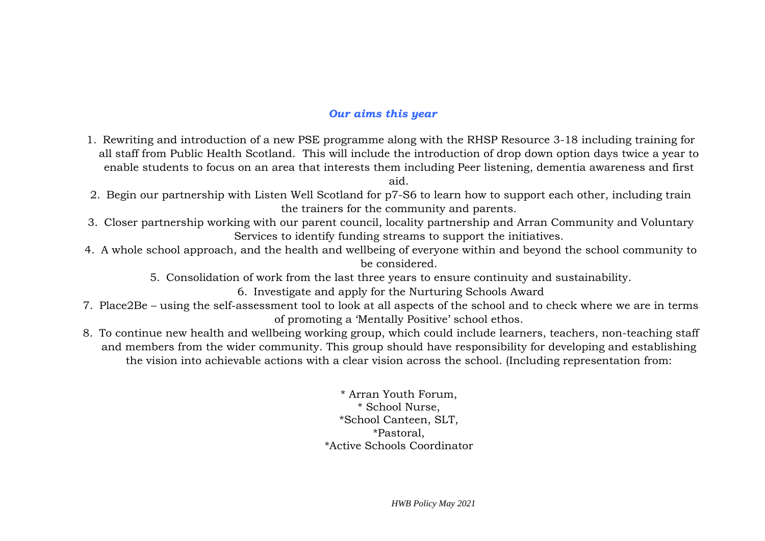### *Our aims this year*

1. Rewriting and introduction of a new PSE programme along with the RHSP Resource 3-18 including training for all staff from Public Health Scotland. This will include the introduction of drop down option days twice a year to enable students to focus on an area that interests them including Peer listening, dementia awareness and first aid.
2. Begin our partnership with Listen Well Scotland for p7-S6 to learn how to support each other, including train the trainers for the community and parents.
3. Closer partnership working with our parent council, locality partnership and Arran Community and Voluntary Services to identify funding streams to support the initiatives.
4. A whole school approach, and the health and wellbeing of everyone within and beyond the school community to be considered.
5. Consolidation of work from the last three years to ensure continuity and sustainability.
6. Investigate and apply for the Nurturing Schools Award
7. Place2Be – using the self-assessment tool to look at all aspects of the school and to check where we are in terms of promoting a 'Mentally Positive' school ethos.
8. To continue new health and wellbeing working group, which could include learners, teachers, non-teaching staff and members from the wider community. This group should have responsibility for developing and establishing the vision into achievable actions with a clear vision across the school. (Including representation from:

* Arran Youth Forum,
* School Nurse,
*School Canteen, SLT,
*Pastoral,
*Active Schools Coordinator

*HWB Policy May 2021*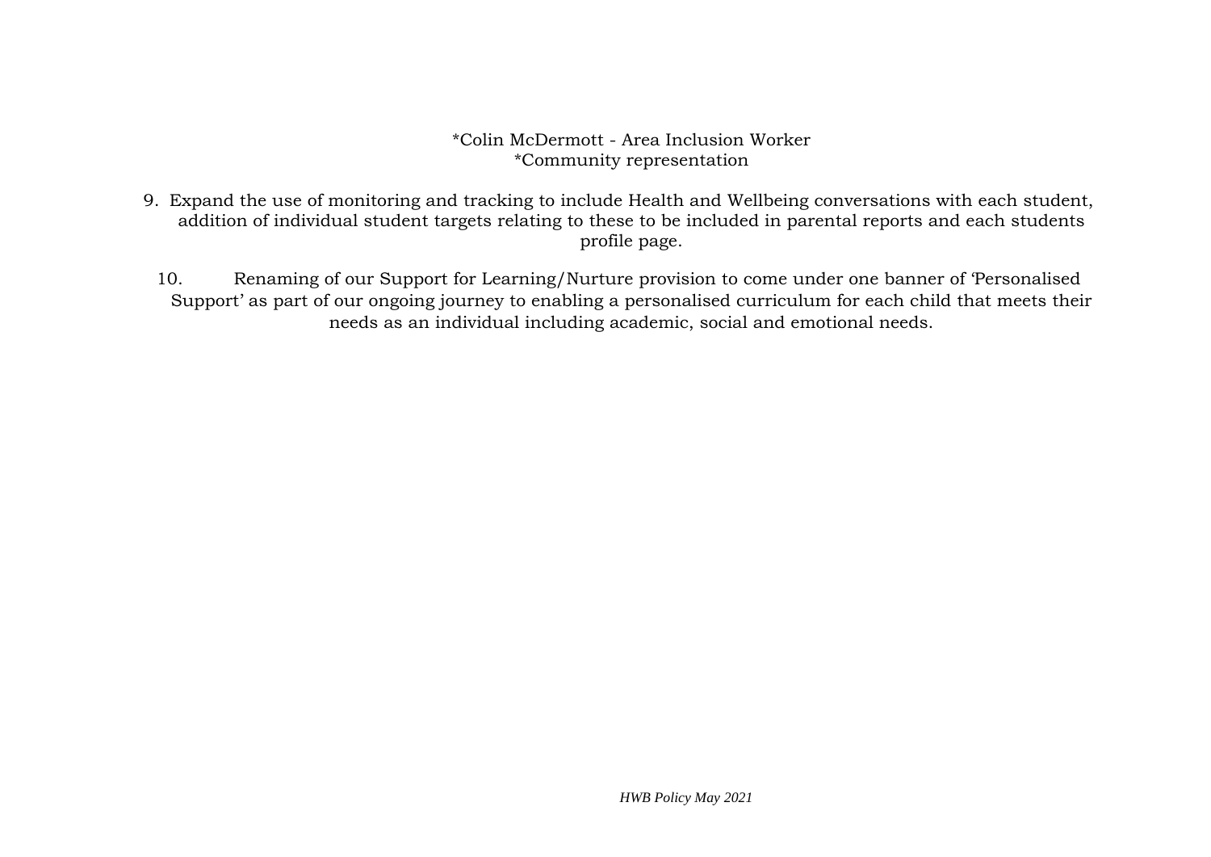*Colin McDermott - Area Inclusion Worker
*Community representation

9. Expand the use of monitoring and tracking to include Health and Wellbeing conversations with each student, addition of individual student targets relating to these to be included in parental reports and each students profile page.

10. Renaming of our Support for Learning/Nurture provision to come under one banner of 'Personalised Support' as part of our ongoing journey to enabling a personalised curriculum for each child that meets their needs as an individual including academic, social and emotional needs.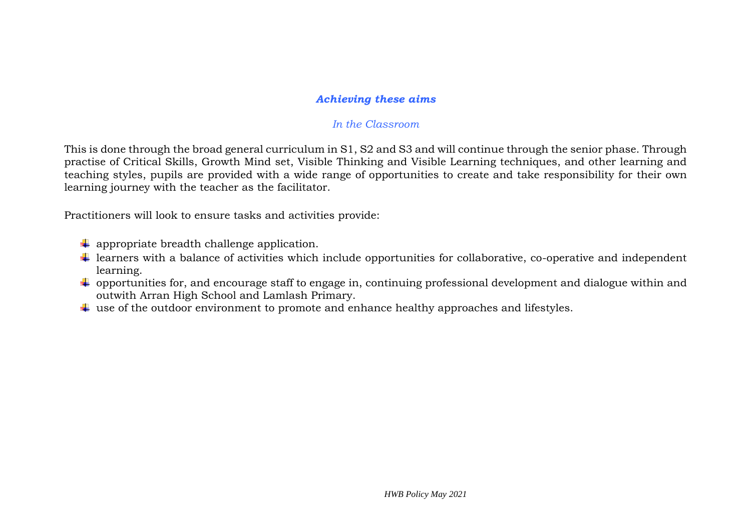### ***Achieving these aims***

*In the Classroom*

This is done through the broad general curriculum in S1, S2 and S3 and will continue through the senior phase. Through practise of Critical Skills, Growth Mind set, Visible Thinking and Visible Learning techniques, and other learning and teaching styles, pupils are provided with a wide range of opportunities to create and take responsibility for their own learning journey with the teacher as the facilitator.

Practitioners will look to ensure tasks and activities provide:

- appropriate breadth challenge application.
- learners with a balance of activities which include opportunities for collaborative, co-operative and independent learning.
- opportunities for, and encourage staff to engage in, continuing professional development and dialogue within and outwith Arran High School and Lamlash Primary.
- use of the outdoor environment to promote and enhance healthy approaches and lifestyles.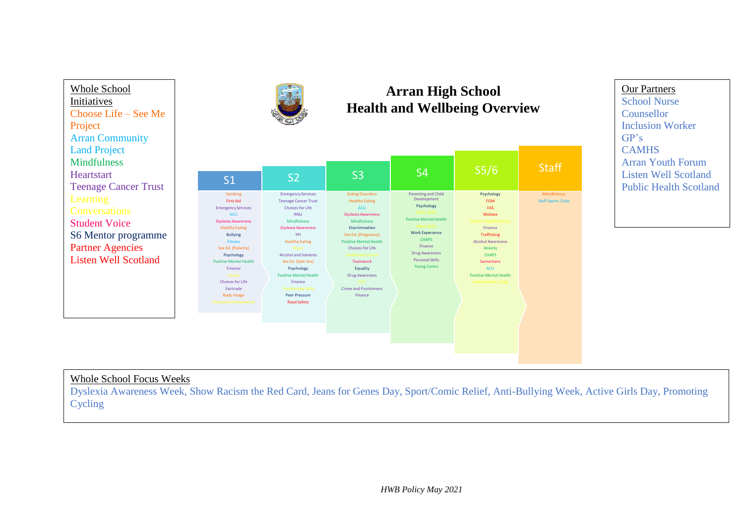# Arran High School
# Health and Wellbeing Overview

**Whole School Initiatives**

- Choose Life – See Me Project
- Arran Community Land Project
- Mindfulness
- Heartstart
- Teenage Cancer Trust
- Learning Conversations
- Student Voice
- S6 Mentor programme
- Partner Agencies
- Listen Well Scotland

**Our Partners**

- School Nurse
- Counsellor
- Inclusion Worker
- GP's
- CAMHS
- Arran Youth Forum
- Listen Well Scotland
- Public Health Scotland

| S1 | S2 | S3 | S4 | S5/6 | Staff |
|---|---|---|---|---|---|
| Smoking | Emergency Services | Eating Disorders | Parenting and Child Development | Psychology | Minidfulness |
| First Aid | Teenage Cancer Trust | Healthy Eating | Psychology | FGM | Staff Sports Clubs |
| Emergency Services | Choices for Life | ACLI | Work Skills | FAS | |
| ACLI | RNLI | Dyslexia Awareness | Positive Mental Health | Websex | |
| Dyslexia Awareness | Mindfulness | Mindfulness | Sex & Skills | Careers (Applications) | |
| Healthy Eating | Dyslexia Awareness | Discrimination | Work Experience | Finance | |
| Bullying | YPI | Sex Ed. (Pregnancy) | CHAPS | Trafficking | |
| Fitness | Healthy Eating | Positive Mental Health | Finance | Alcohol Awareness | |
| Sex Ed. (Puberty) | Music | Choices for Life | Drug Awareness | Anxiety | |
| Psychology | Alcohol and Solvents | Leadership Course | Personal Skills | CHAPS | |
| Positive Mental Health | Sex Ed. (Safe Sex) | Teamwork | Young Carers | Samaritans | |
| Finance | Psychology | Equality | | ACLI | |
| Career | Positive Mental Health | Drug Awareness | | Positive Mental Health | |
| Choices for Life | Finance | CV's | | Independent Living | |
| Fairtrade | Transferable Skills | Crime and Punishment | | | |
| Body Image | Peer Pressure | Finance | | | |
| Personal Achievements | Road Safety | | | | |

**Whole School Focus Weeks**

Dyslexia Awareness Week, Show Racism the Red Card, Jeans for Genes Day, Sport/Comic Relief, Anti-Bullying Week, Active Girls Day, Promoting Cycling

*HWB Policy May 2021*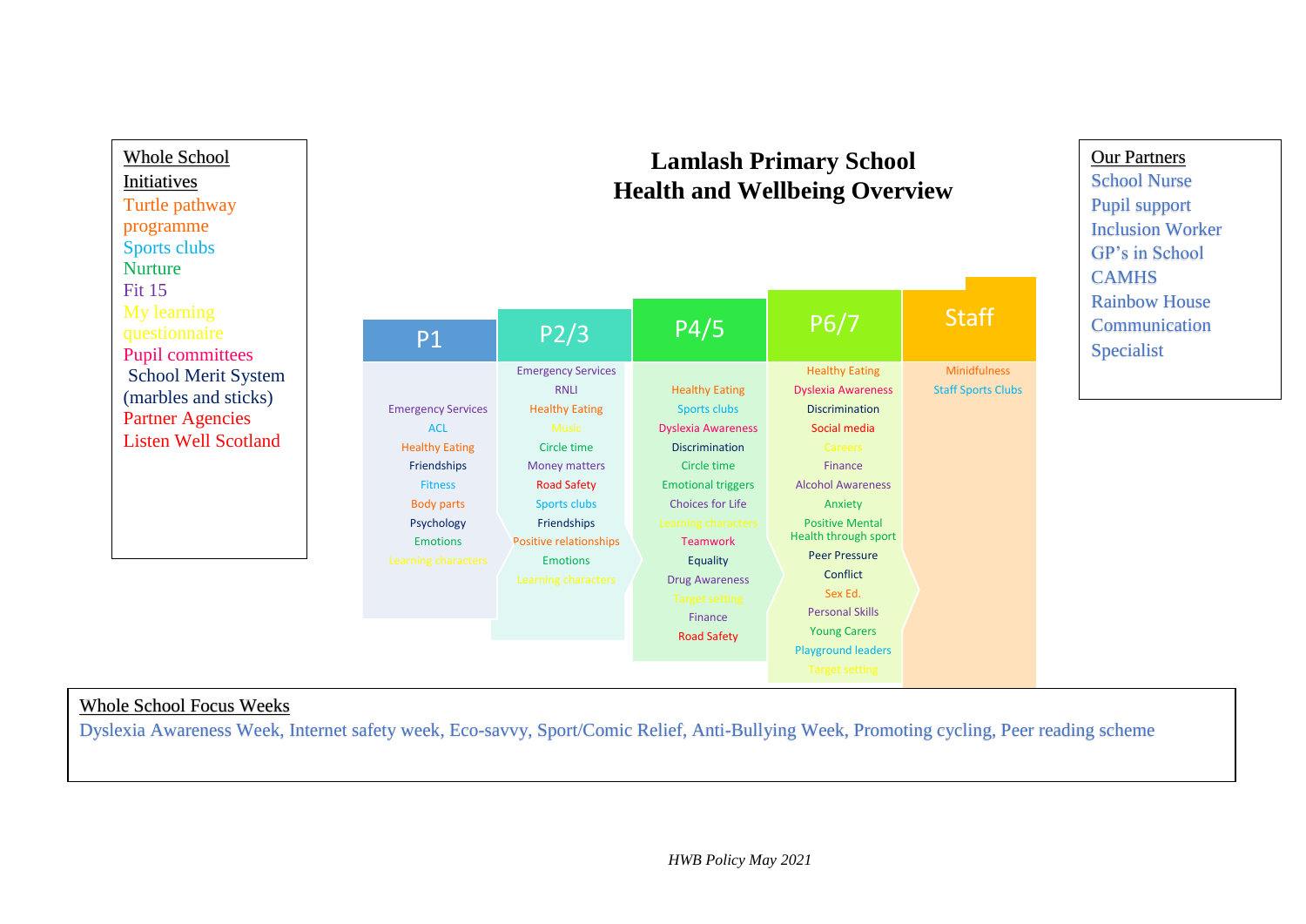# Lamlash Primary School
## Health and Wellbeing Overview

**Whole School Initiatives**

- Turtle pathway programme
- Sports clubs
- Nurture
- Fit 15
- My learning questionnaire
- Pupil committees
- School Merit System (marbles and sticks)
- Partner Agencies
- Listen Well Scotland

**Our Partners**

- School Nurse
- Pupil support
- Inclusion Worker
- GP's in School
- CAMHS
- Rainbow House
- Communication Specialist

| P1 | P2/3 | P4/5 | P6/7 | Staff |
|---|---|---|---|---|
| Emergency Services | Emergency Services | Healthy Eating | Healthy Eating | Minidfulness |
| ACL | RNLI | Sports clubs | Dyslexia Awareness | Staff Sports Clubs |
| Healthy Eating | Healthy Eating | Dyslexia Awareness | Discrimination | |
| Friendships | Music | Discrimination | Social media | |
| Fitness | Circle time | Circle time | Careers | |
| Body parts | Money matters | Emotional triggers | Finance | |
| Psychology | Road Safety | Choices for Life | Alcohol Awareness | |
| Emotions | Sports clubs | Learning characters | Anxiety | |
| Learning characters | Friendships | Teamwork | Positive Mental Health through sport | |
| | Positive relationships | Equality | Peer Pressure | |
| | Emotions | Drug Awareness | Conflict | |
| | Learning characters | Target setting | Sex Ed. | |
| | | Finance | Personal Skills | |
| | | Road Safety | Young Carers | |
| | | | Playground leaders | |
| | | | Target setting | |

**Whole School Focus Weeks**

Dyslexia Awareness Week, Internet safety week, Eco-savvy, Sport/Comic Relief, Anti-Bullying Week, Promoting cycling, Peer reading scheme

*HWB Policy May 2021*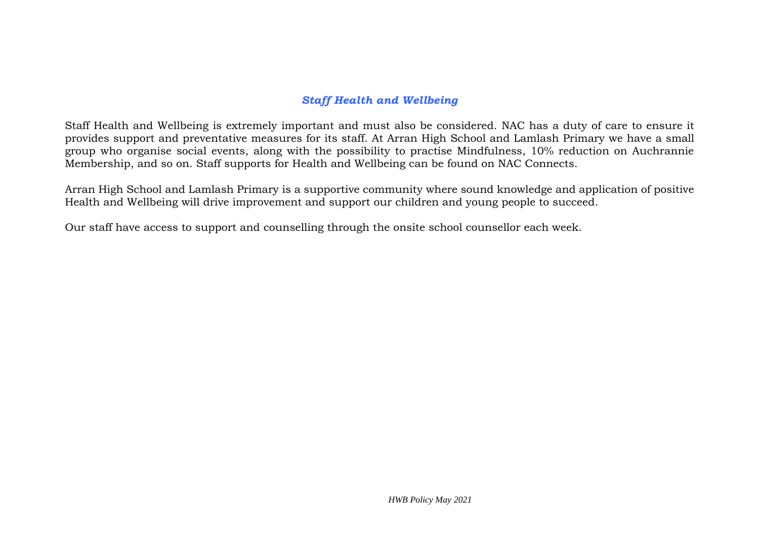### ***Staff Health and Wellbeing***

Staff Health and Wellbeing is extremely important and must also be considered. NAC has a duty of care to ensure it provides support and preventative measures for its staff. At Arran High School and Lamlash Primary we have a small group who organise social events, along with the possibility to practise Mindfulness, 10% reduction on Auchrannie Membership, and so on. Staff supports for Health and Wellbeing can be found on NAC Connects.

Arran High School and Lamlash Primary is a supportive community where sound knowledge and application of positive Health and Wellbeing will drive improvement and support our children and young people to succeed.

Our staff have access to support and counselling through the onsite school counsellor each week.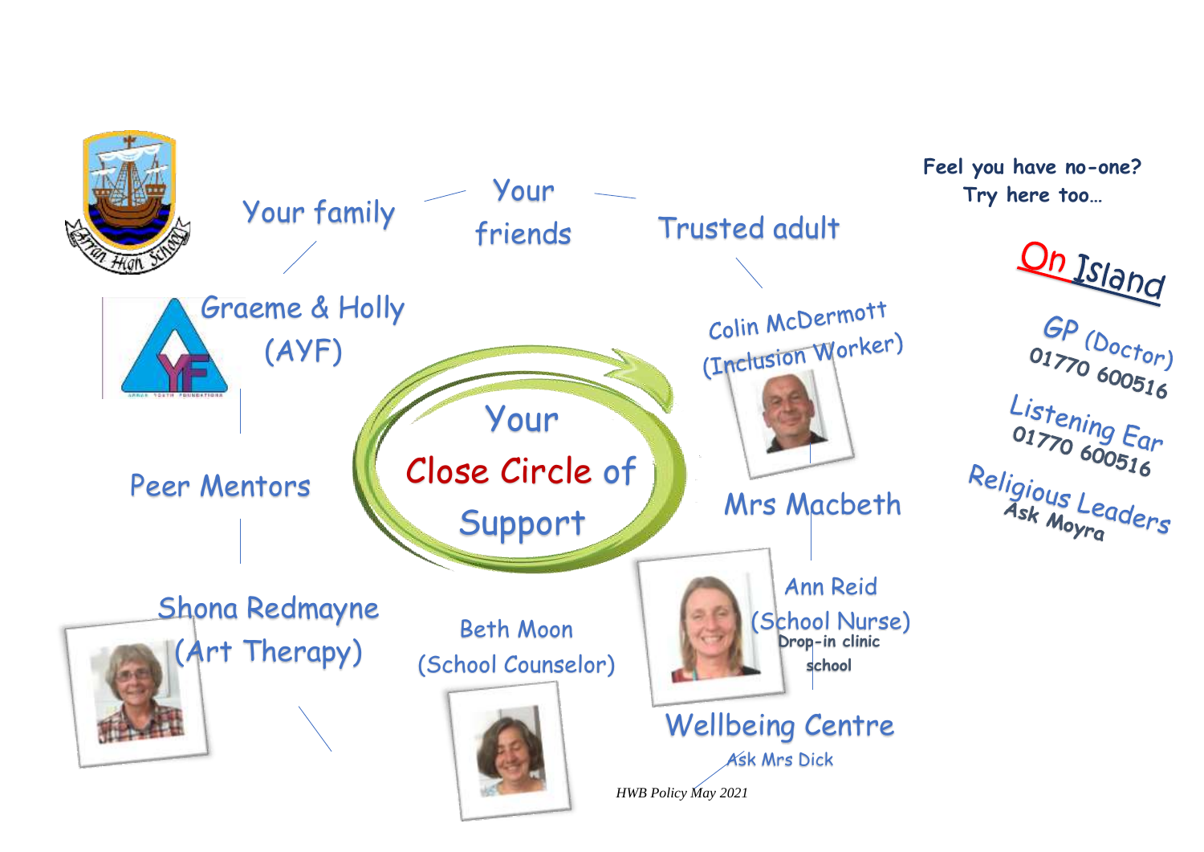# Your Close Circle of Support

- Your family
- Your friends
- Trusted adult
- Graeme & Holly (AYF)
- Colin McDermott (Inclusion Worker)
- Peer Mentors
- Mrs Macbeth
- Shona Redmayne (Art Therapy)
- Beth Moon (School Counselor)
- Ann Reid (School Nurse) Drop-in clinic school
- Wellbeing Centre — Ask Mrs Dick

**Feel you have no-one? Try here too…**

## On Island

- GP (Doctor) 01770 600516
- Listening Ear 01770 600516
- Religious Leaders — Ask Moyra

*HWB Policy May 2021*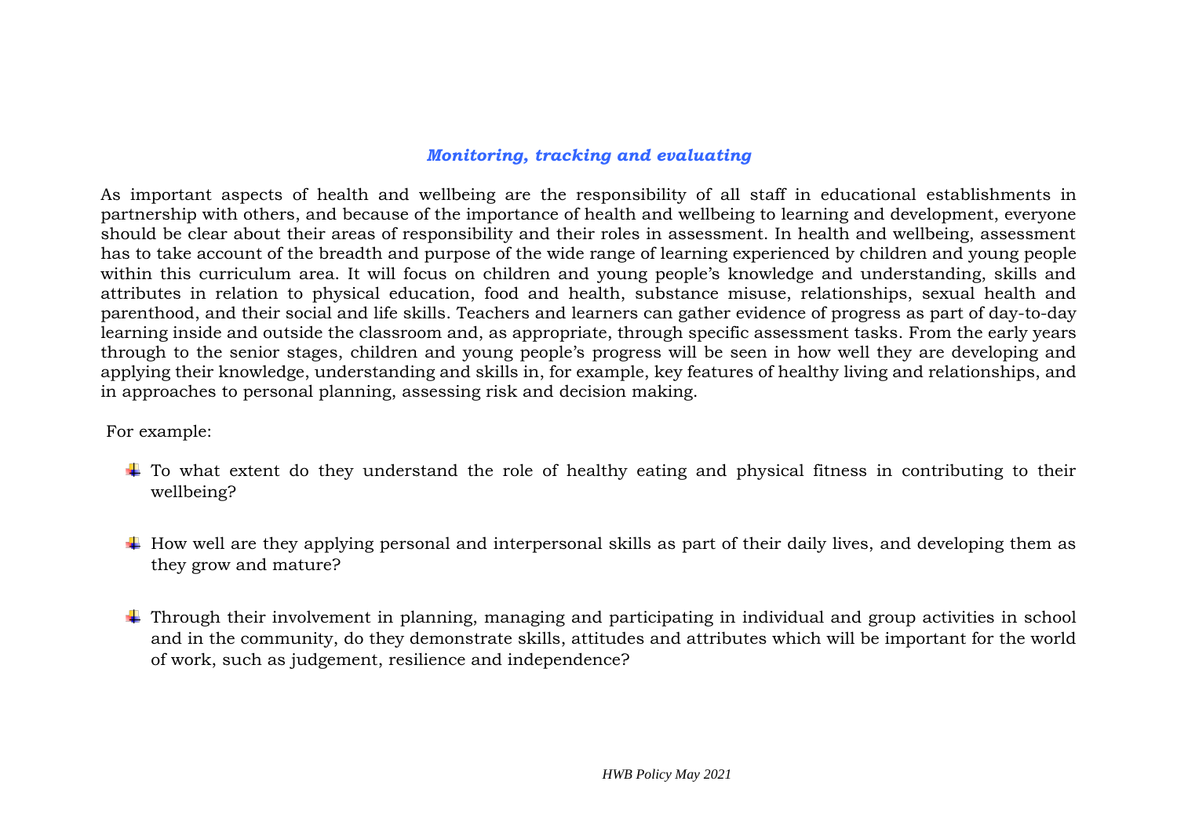## *Monitoring, tracking and evaluating*

As important aspects of health and wellbeing are the responsibility of all staff in educational establishments in partnership with others, and because of the importance of health and wellbeing to learning and development, everyone should be clear about their areas of responsibility and their roles in assessment. In health and wellbeing, assessment has to take account of the breadth and purpose of the wide range of learning experienced by children and young people within this curriculum area. It will focus on children and young people's knowledge and understanding, skills and attributes in relation to physical education, food and health, substance misuse, relationships, sexual health and parenthood, and their social and life skills. Teachers and learners can gather evidence of progress as part of day-to-day learning inside and outside the classroom and, as appropriate, through specific assessment tasks. From the early years through to the senior stages, children and young people's progress will be seen in how well they are developing and applying their knowledge, understanding and skills in, for example, key features of healthy living and relationships, and in approaches to personal planning, assessing risk and decision making.

For example:

- To what extent do they understand the role of healthy eating and physical fitness in contributing to their wellbeing?

- How well are they applying personal and interpersonal skills as part of their daily lives, and developing them as they grow and mature?

- Through their involvement in planning, managing and participating in individual and group activities in school and in the community, do they demonstrate skills, attitudes and attributes which will be important for the world of work, such as judgement, resilience and independence?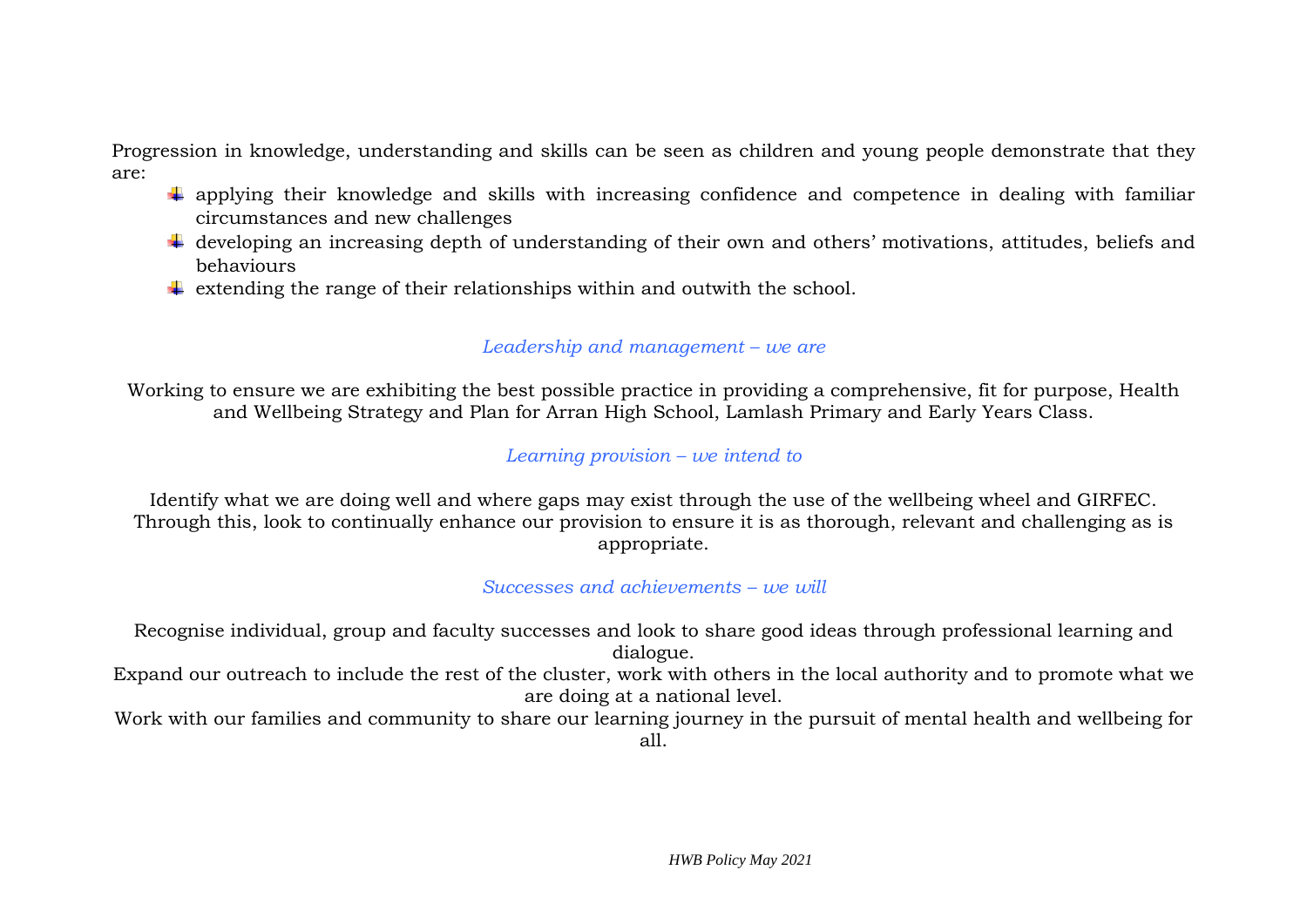Progression in knowledge, understanding and skills can be seen as children and young people demonstrate that they are:

- applying their knowledge and skills with increasing confidence and competence in dealing with familiar circumstances and new challenges
- developing an increasing depth of understanding of their own and others' motivations, attitudes, beliefs and behaviours
- extending the range of their relationships within and outwith the school.

*Leadership and management – we are*

Working to ensure we are exhibiting the best possible practice in providing a comprehensive, fit for purpose, Health and Wellbeing Strategy and Plan for Arran High School, Lamlash Primary and Early Years Class.

*Learning provision – we intend to*

Identify what we are doing well and where gaps may exist through the use of the wellbeing wheel and GIRFEC. Through this, look to continually enhance our provision to ensure it is as thorough, relevant and challenging as is appropriate.

*Successes and achievements – we will*

Recognise individual, group and faculty successes and look to share good ideas through professional learning and dialogue.

Expand our outreach to include the rest of the cluster, work with others in the local authority and to promote what we are doing at a national level.

Work with our families and community to share our learning journey in the pursuit of mental health and wellbeing for all.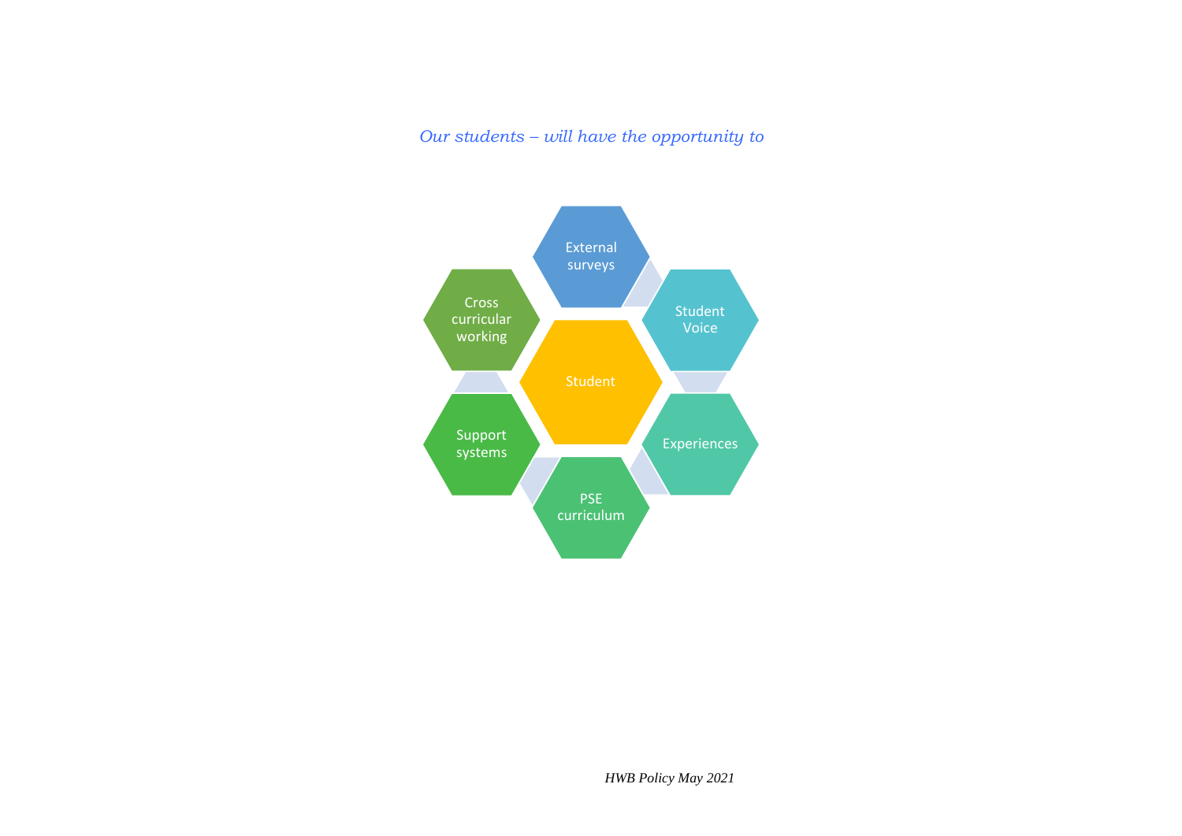*Our students – will have the opportunity to*

External surveys

Student Voice

Experiences

PSE curriculum

Support systems

Cross curricular working

Student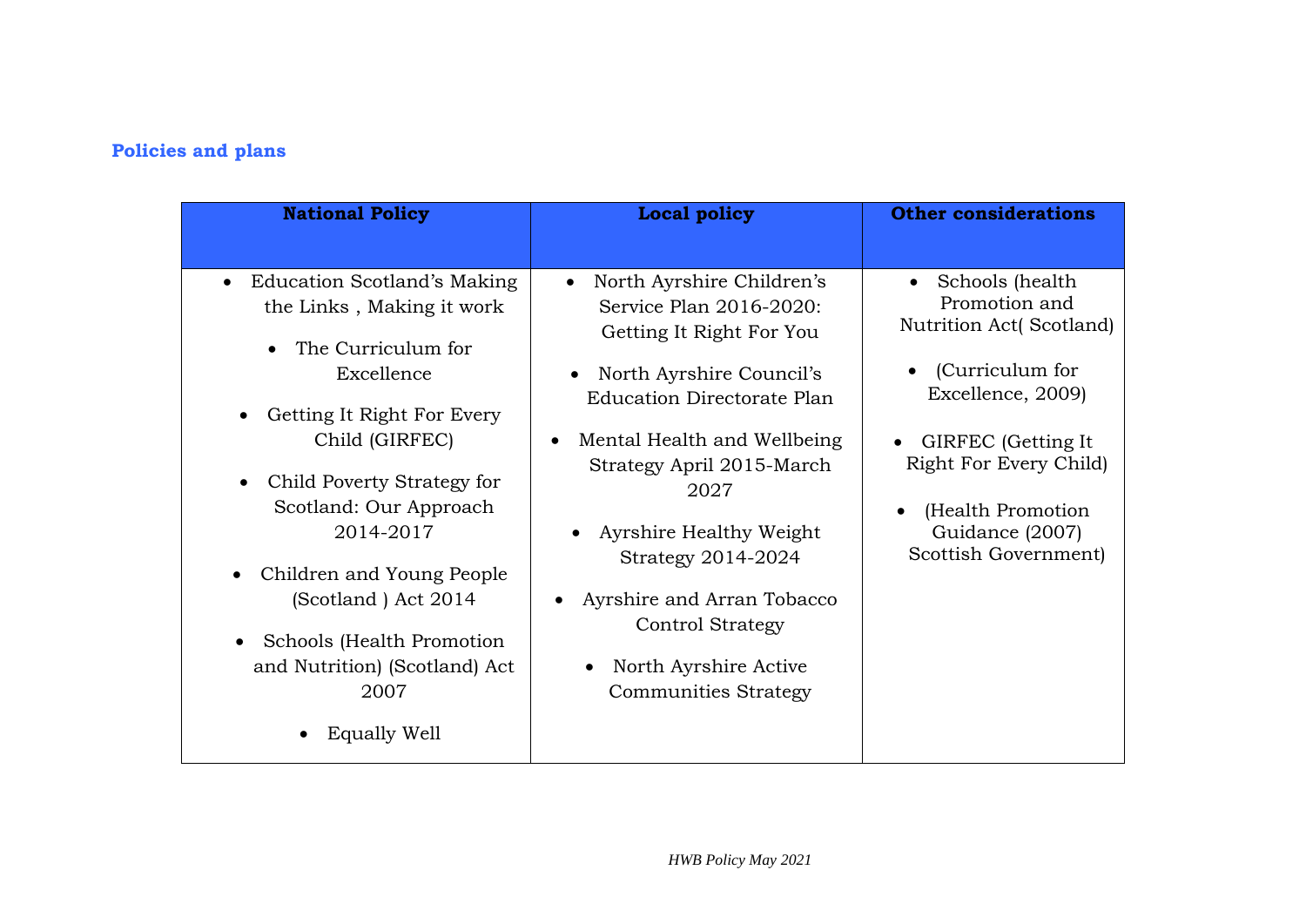## Policies and plans

| National Policy | Local policy | Other considerations |
|---|---|---|
| • Education Scotland's Making the Links , Making it work<br>• The Curriculum for Excellence<br>• Getting It Right For Every Child (GIRFEC)<br>• Child Poverty Strategy for Scotland: Our Approach 2014-2017<br>• Children and Young People (Scotland ) Act 2014<br>• Schools (Health Promotion and Nutrition) (Scotland) Act 2007<br>• Equally Well | • North Ayrshire Children's Service Plan 2016-2020: Getting It Right For You<br>• North Ayrshire Council's Education Directorate Plan<br>• Mental Health and Wellbeing Strategy April 2015-March 2027<br>• Ayrshire Healthy Weight Strategy 2014-2024<br>• Ayrshire and Arran Tobacco Control Strategy<br>• North Ayrshire Active Communities Strategy | • Schools (health Promotion and Nutrition Act( Scotland)<br>• (Curriculum for Excellence, 2009)<br>• GIRFEC (Getting It Right For Every Child)<br>• (Health Promotion Guidance (2007) Scottish Government) |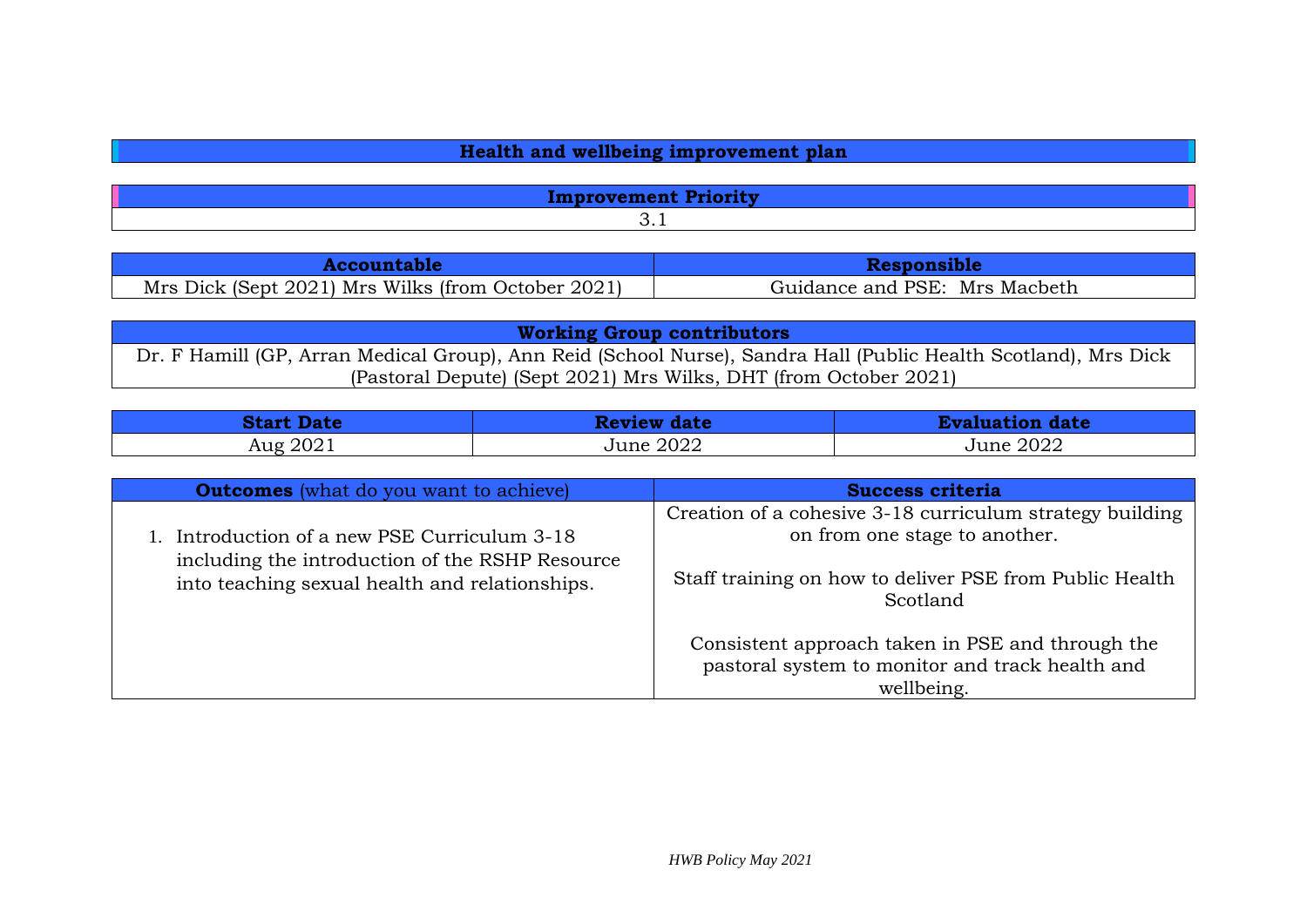| Health and wellbeing improvement plan |
| --- |

| Improvement Priority |
| --- |
| 3.1 |

| Accountable | Responsible |
| --- | --- |
| Mrs Dick (Sept 2021) Mrs Wilks (from October 2021) | Guidance and PSE: Mrs Macbeth |

| Working Group contributors |
| --- |
| Dr. F Hamill (GP, Arran Medical Group), Ann Reid (School Nurse), Sandra Hall (Public Health Scotland), Mrs Dick (Pastoral Depute) (Sept 2021) Mrs Wilks, DHT (from October 2021) |

| Start Date | Review date | Evaluation date |
| --- | --- | --- |
| Aug 2021 | June 2022 | June 2022 |

| **Outcomes** (what do you want to achieve) | **Success criteria** |
| --- | --- |
| 1. Introduction of a new PSE Curriculum 3-18 including the introduction of the RSHP Resource into teaching sexual health and relationships. | Creation of a cohesive 3-18 curriculum strategy building on from one stage to another.<br><br>Staff training on how to deliver PSE from Public Health Scotland<br><br>Consistent approach taken in PSE and through the pastoral system to monitor and track health and wellbeing. |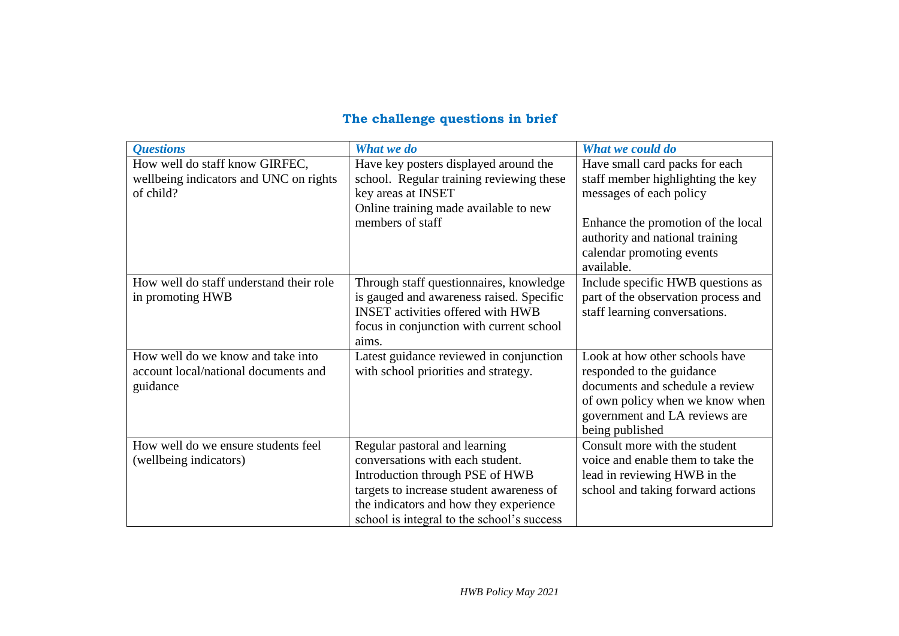## The challenge questions in brief

| *Questions* | *What we do* | *What we could do* |
|---|---|---|
| How well do staff know GIRFEC, wellbeing indicators and UNC on rights of child? | Have key posters displayed around the school. Regular training reviewing these key areas at INSET<br>Online training made available to new members of staff | Have small card packs for each staff member highlighting the key messages of each policy<br><br>Enhance the promotion of the local authority and national training calendar promoting events available. |
| How well do staff understand their role in promoting HWB | Through staff questionnaires, knowledge is gauged and awareness raised. Specific INSET activities offered with HWB focus in conjunction with current school aims. | Include specific HWB questions as part of the observation process and staff learning conversations. |
| How well do we know and take into account local/national documents and guidance | Latest guidance reviewed in conjunction with school priorities and strategy. | Look at how other schools have responded to the guidance documents and schedule a review of own policy when we know when government and LA reviews are being published |
| How well do we ensure students feel (wellbeing indicators) | Regular pastoral and learning conversations with each student. Introduction through PSE of HWB targets to increase student awareness of the indicators and how they experience school is integral to the school's success | Consult more with the student voice and enable them to take the lead in reviewing HWB in the school and taking forward actions |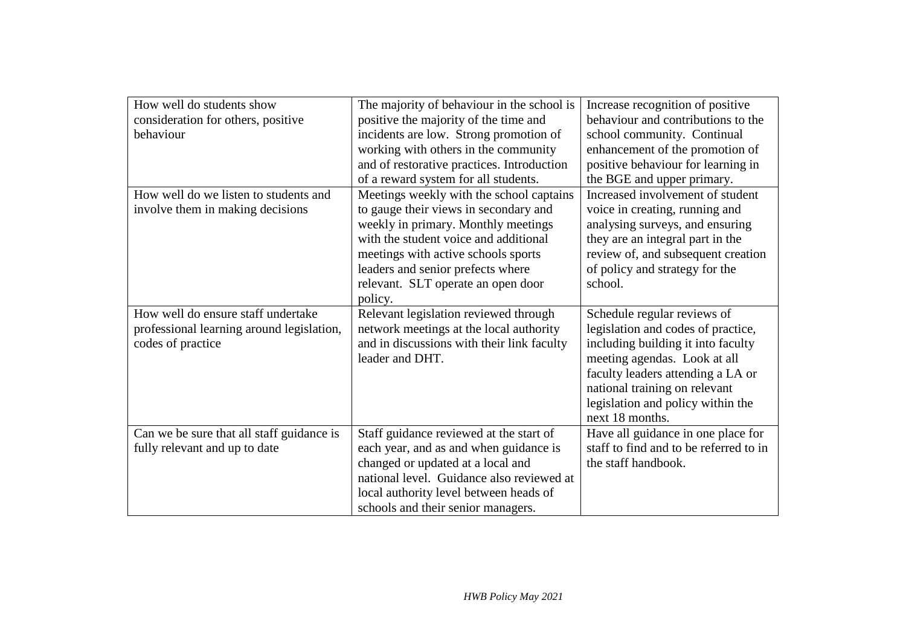| How well do students show consideration for others, positive behaviour | The majority of behaviour in the school is positive the majority of the time and incidents are low. Strong promotion of working with others in the community and of restorative practices. Introduction of a reward system for all students. | Increase recognition of positive behaviour and contributions to the school community. Continual enhancement of the promotion of positive behaviour for learning in the BGE and upper primary. |
|---|---|---|
| How well do we listen to students and involve them in making decisions | Meetings weekly with the school captains to gauge their views in secondary and weekly in primary. Monthly meetings with the student voice and additional meetings with active schools sports leaders and senior prefects where relevant. SLT operate an open door policy. | Increased involvement of student voice in creating, running and analysing surveys, and ensuring they are an integral part in the review of, and subsequent creation of policy and strategy for the school. |
| How well do ensure staff undertake professional learning around legislation, codes of practice | Relevant legislation reviewed through network meetings at the local authority and in discussions with their link faculty leader and DHT. | Schedule regular reviews of legislation and codes of practice, including building it into faculty meeting agendas. Look at all faculty leaders attending a LA or national training on relevant legislation and policy within the next 18 months. |
| Can we be sure that all staff guidance is fully relevant and up to date | Staff guidance reviewed at the start of each year, and as and when guidance is changed or updated at a local and national level. Guidance also reviewed at local authority level between heads of schools and their senior managers. | Have all guidance in one place for staff to find and to be referred to in the staff handbook. |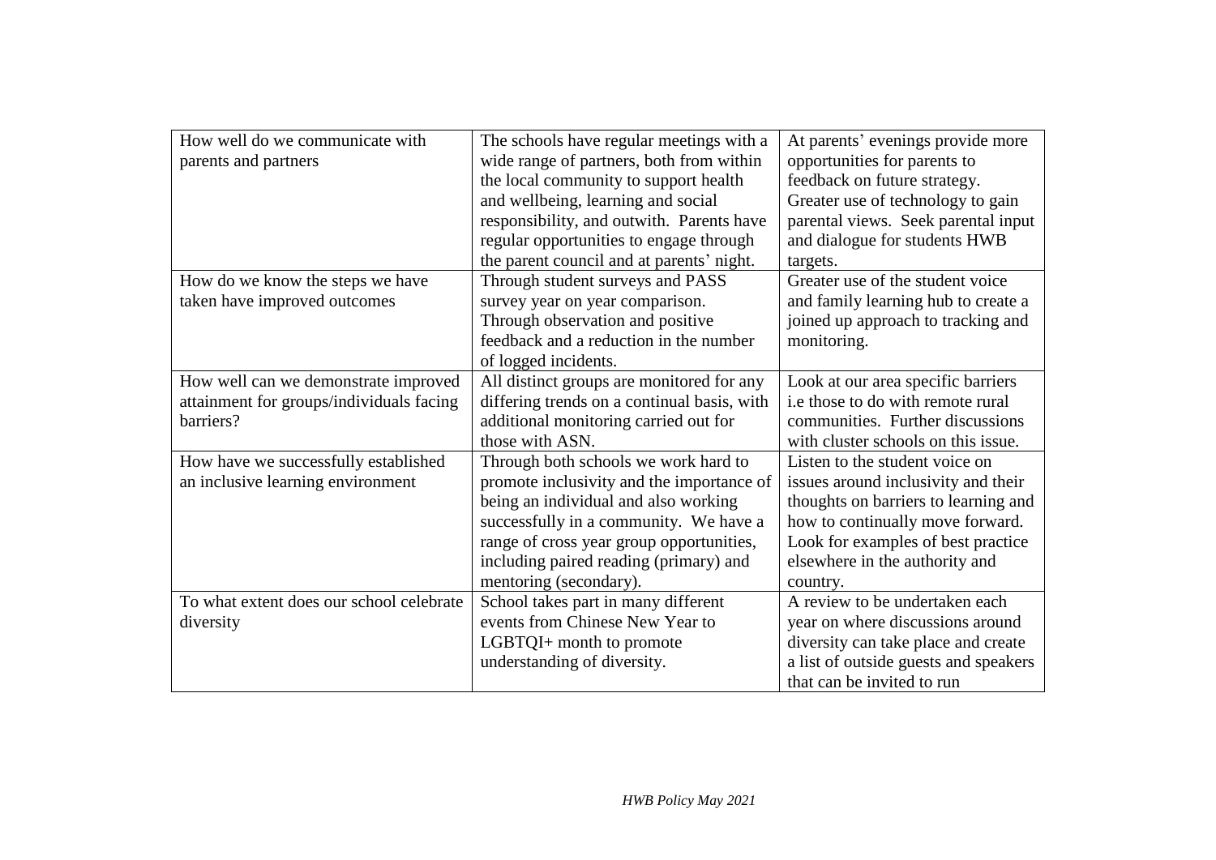| How well do we communicate with parents and partners | The schools have regular meetings with a wide range of partners, both from within the local community to support health and wellbeing, learning and social responsibility, and outwith. Parents have regular opportunities to engage through the parent council and at parents' night. | At parents' evenings provide more opportunities for parents to feedback on future strategy. Greater use of technology to gain parental views. Seek parental input and dialogue for students HWB targets. |
|---|---|---|
| How do we know the steps we have taken have improved outcomes | Through student surveys and PASS survey year on year comparison. Through observation and positive feedback and a reduction in the number of logged incidents. | Greater use of the student voice and family learning hub to create a joined up approach to tracking and monitoring. |
| How well can we demonstrate improved attainment for groups/individuals facing barriers? | All distinct groups are monitored for any differing trends on a continual basis, with additional monitoring carried out for those with ASN. | Look at our area specific barriers i.e those to do with remote rural communities. Further discussions with cluster schools on this issue. |
| How have we successfully established an inclusive learning environment | Through both schools we work hard to promote inclusivity and the importance of being an individual and also working successfully in a community. We have a range of cross year group opportunities, including paired reading (primary) and mentoring (secondary). | Listen to the student voice on issues around inclusivity and their thoughts on barriers to learning and how to continually move forward. Look for examples of best practice elsewhere in the authority and country. |
| To what extent does our school celebrate diversity | School takes part in many different events from Chinese New Year to LGBTQI+ month to promote understanding of diversity. | A review to be undertaken each year on where discussions around diversity can take place and create a list of outside guests and speakers that can be invited to run |

*HWB Policy May 2021*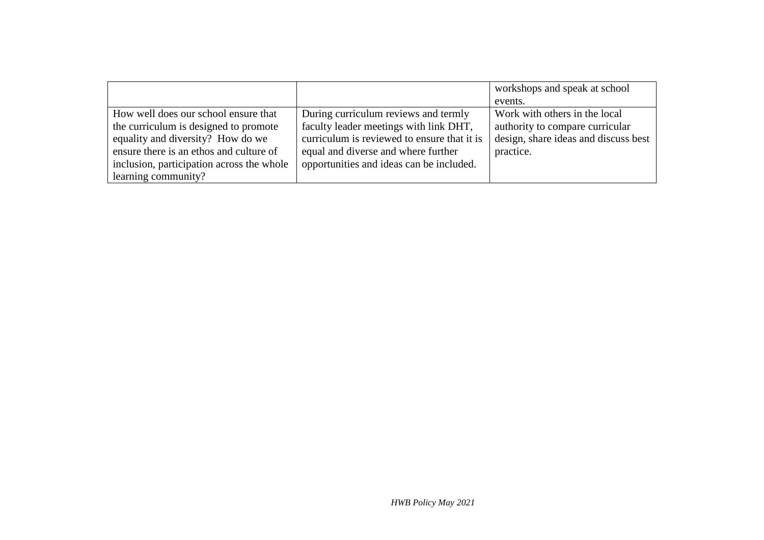| | | |
|---|---|---|
| | | workshops and speak at school events. |
| How well does our school ensure that the curriculum is designed to promote equality and diversity? How do we ensure there is an ethos and culture of inclusion, participation across the whole learning community? | During curriculum reviews and termly faculty leader meetings with link DHT, curriculum is reviewed to ensure that it is equal and diverse and where further opportunities and ideas can be included. | Work with others in the local authority to compare curricular design, share ideas and discuss best practice. |